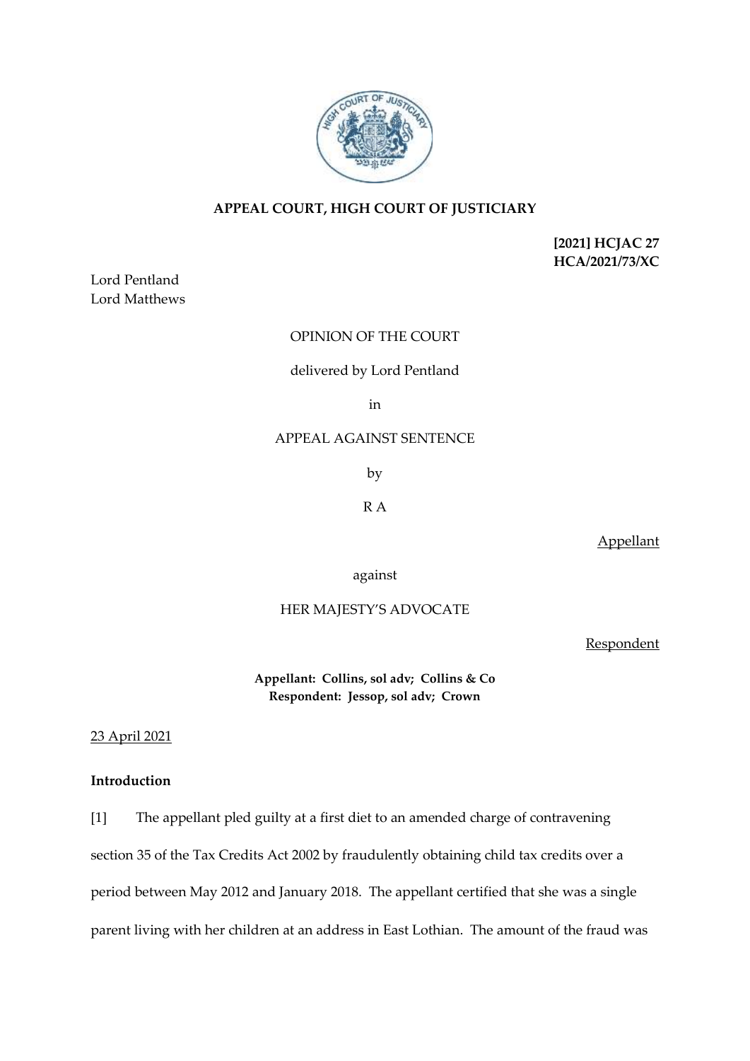**APPEAL COURT, HIGH COURT OF JUSTICIARY**

**[2021] HCJAC 27**
**HCA/2021/73/XC**

Lord Pentland
Lord Matthews

OPINION OF THE COURT

delivered by Lord Pentland

in

APPEAL AGAINST SENTENCE

by

R A

Appellant

against

HER MAJESTY'S ADVOCATE

Respondent

**Appellant: Collins, sol adv; Collins & Co**
**Respondent: Jessop, sol adv; Crown**

23 April 2021

**Introduction**

[1] The appellant pled guilty at a first diet to an amended charge of contravening section 35 of the Tax Credits Act 2002 by fraudulently obtaining child tax credits over a period between May 2012 and January 2018. The appellant certified that she was a single parent living with her children at an address in East Lothian. The amount of the fraud was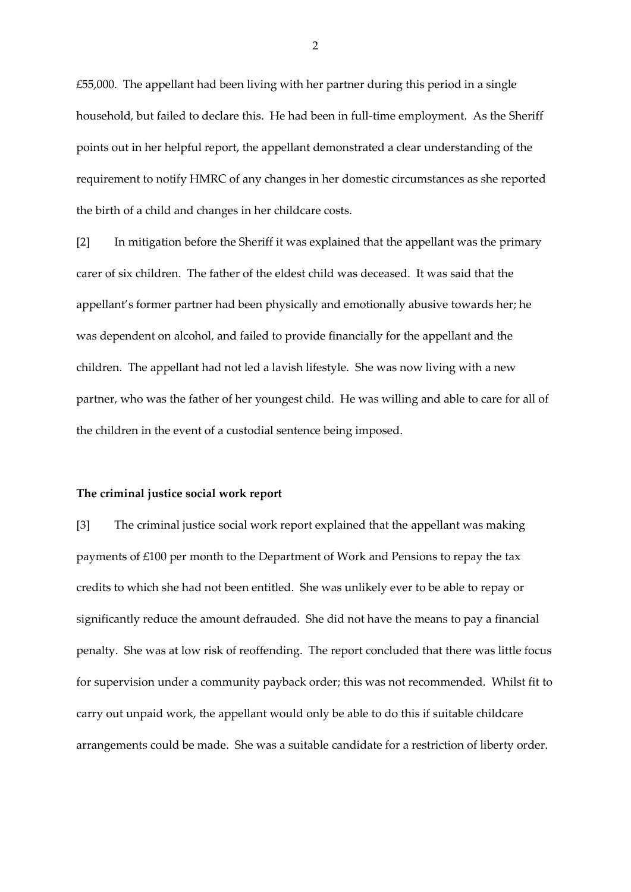£55,000. The appellant had been living with her partner during this period in a single household, but failed to declare this. He had been in full-time employment. As the Sheriff points out in her helpful report, the appellant demonstrated a clear understanding of the requirement to notify HMRC of any changes in her domestic circumstances as she reported the birth of a child and changes in her childcare costs.

[2] In mitigation before the Sheriff it was explained that the appellant was the primary carer of six children. The father of the eldest child was deceased. It was said that the appellant's former partner had been physically and emotionally abusive towards her; he was dependent on alcohol, and failed to provide financially for the appellant and the children. The appellant had not led a lavish lifestyle. She was now living with a new partner, who was the father of her youngest child. He was willing and able to care for all of the children in the event of a custodial sentence being imposed.

**The criminal justice social work report**

[3] The criminal justice social work report explained that the appellant was making payments of £100 per month to the Department of Work and Pensions to repay the tax credits to which she had not been entitled. She was unlikely ever to be able to repay or significantly reduce the amount defrauded. She did not have the means to pay a financial penalty. She was at low risk of reoffending. The report concluded that there was little focus for supervision under a community payback order; this was not recommended. Whilst fit to carry out unpaid work, the appellant would only be able to do this if suitable childcare arrangements could be made. She was a suitable candidate for a restriction of liberty order.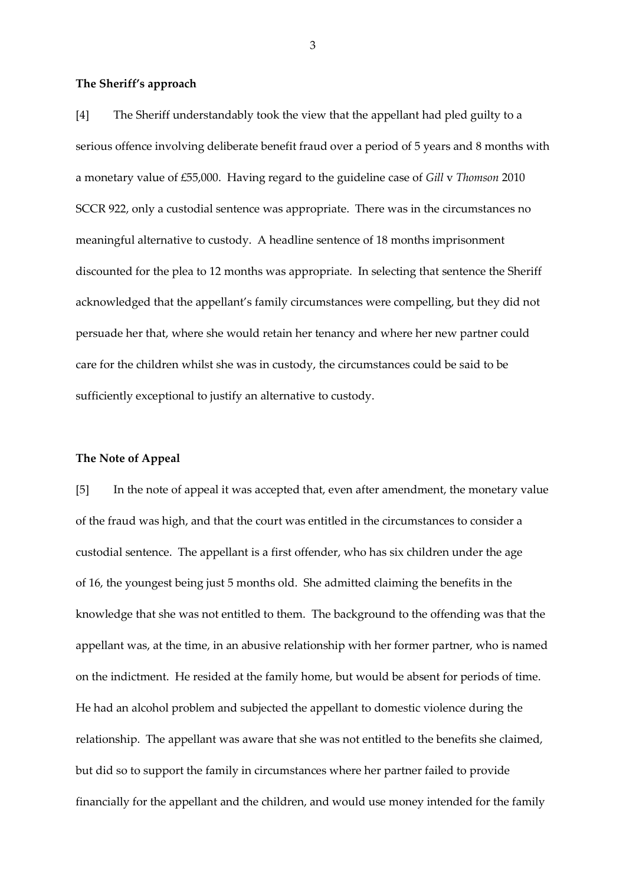**The Sheriff's approach**

[4] The Sheriff understandably took the view that the appellant had pled guilty to a serious offence involving deliberate benefit fraud over a period of 5 years and 8 months with a monetary value of £55,000. Having regard to the guideline case of *Gill* v *Thomson* 2010 SCCR 922, only a custodial sentence was appropriate. There was in the circumstances no meaningful alternative to custody. A headline sentence of 18 months imprisonment discounted for the plea to 12 months was appropriate. In selecting that sentence the Sheriff acknowledged that the appellant's family circumstances were compelling, but they did not persuade her that, where she would retain her tenancy and where her new partner could care for the children whilst she was in custody, the circumstances could be said to be sufficiently exceptional to justify an alternative to custody.

**The Note of Appeal**

[5] In the note of appeal it was accepted that, even after amendment, the monetary value of the fraud was high, and that the court was entitled in the circumstances to consider a custodial sentence. The appellant is a first offender, who has six children under the age of 16, the youngest being just 5 months old. She admitted claiming the benefits in the knowledge that she was not entitled to them. The background to the offending was that the appellant was, at the time, in an abusive relationship with her former partner, who is named on the indictment. He resided at the family home, but would be absent for periods of time. He had an alcohol problem and subjected the appellant to domestic violence during the relationship. The appellant was aware that she was not entitled to the benefits she claimed, but did so to support the family in circumstances where her partner failed to provide financially for the appellant and the children, and would use money intended for the family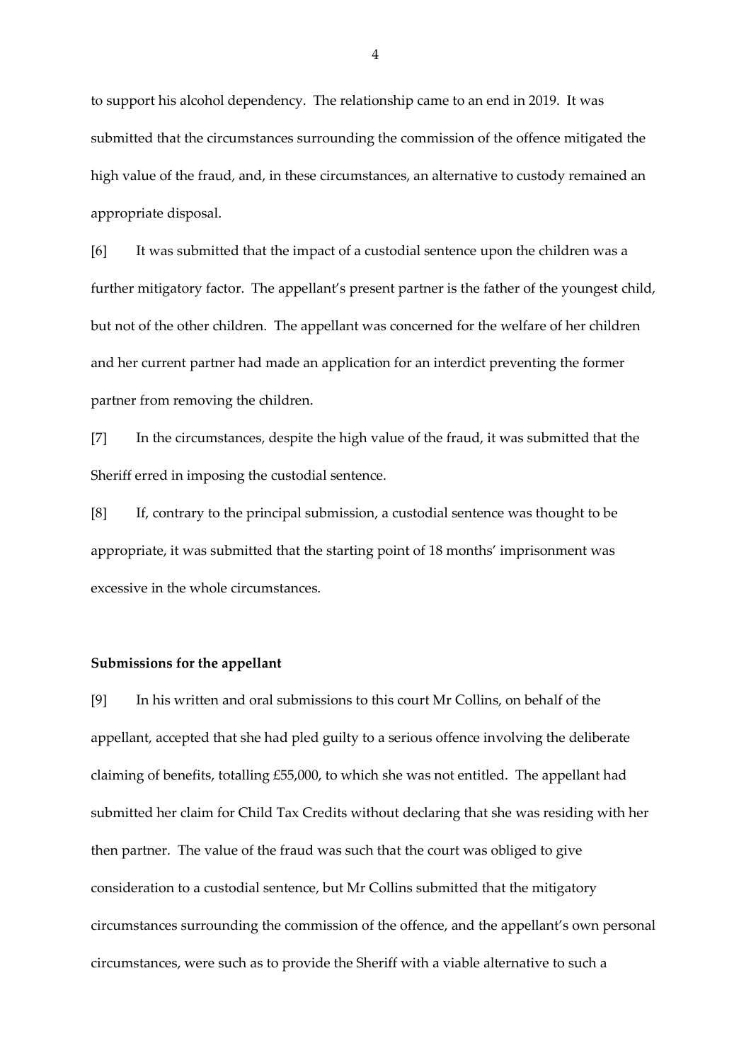to support his alcohol dependency. The relationship came to an end in 2019. It was submitted that the circumstances surrounding the commission of the offence mitigated the high value of the fraud, and, in these circumstances, an alternative to custody remained an appropriate disposal.

[6] It was submitted that the impact of a custodial sentence upon the children was a further mitigatory factor. The appellant's present partner is the father of the youngest child, but not of the other children. The appellant was concerned for the welfare of her children and her current partner had made an application for an interdict preventing the former partner from removing the children.

[7] In the circumstances, despite the high value of the fraud, it was submitted that the Sheriff erred in imposing the custodial sentence.

[8] If, contrary to the principal submission, a custodial sentence was thought to be appropriate, it was submitted that the starting point of 18 months' imprisonment was excessive in the whole circumstances.

**Submissions for the appellant**

[9] In his written and oral submissions to this court Mr Collins, on behalf of the appellant, accepted that she had pled guilty to a serious offence involving the deliberate claiming of benefits, totalling £55,000, to which she was not entitled. The appellant had submitted her claim for Child Tax Credits without declaring that she was residing with her then partner. The value of the fraud was such that the court was obliged to give consideration to a custodial sentence, but Mr Collins submitted that the mitigatory circumstances surrounding the commission of the offence, and the appellant's own personal circumstances, were such as to provide the Sheriff with a viable alternative to such a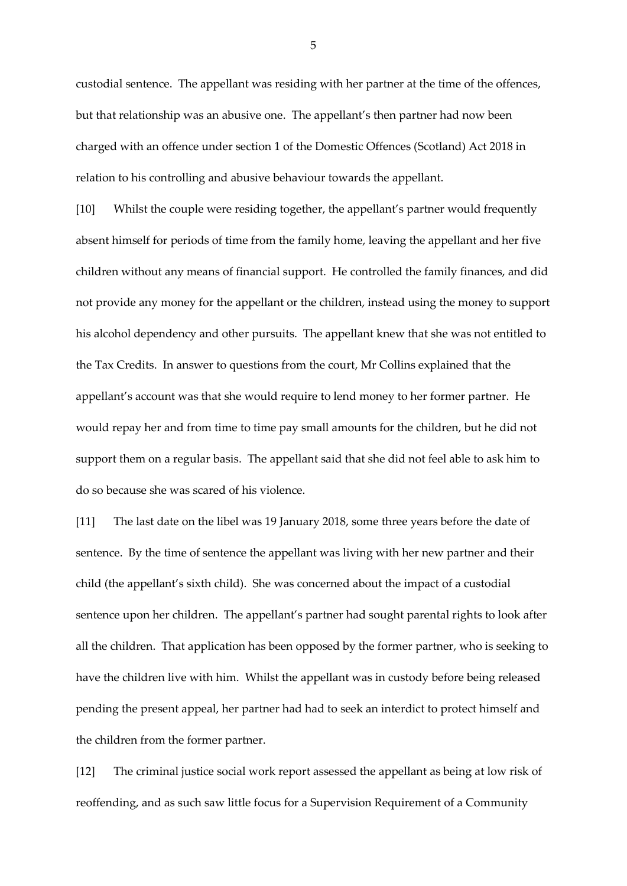custodial sentence. The appellant was residing with her partner at the time of the offences, but that relationship was an abusive one. The appellant's then partner had now been charged with an offence under section 1 of the Domestic Offences (Scotland) Act 2018 in relation to his controlling and abusive behaviour towards the appellant.

[10] Whilst the couple were residing together, the appellant's partner would frequently absent himself for periods of time from the family home, leaving the appellant and her five children without any means of financial support. He controlled the family finances, and did not provide any money for the appellant or the children, instead using the money to support his alcohol dependency and other pursuits. The appellant knew that she was not entitled to the Tax Credits. In answer to questions from the court, Mr Collins explained that the appellant's account was that she would require to lend money to her former partner. He would repay her and from time to time pay small amounts for the children, but he did not support them on a regular basis. The appellant said that she did not feel able to ask him to do so because she was scared of his violence.

[11] The last date on the libel was 19 January 2018, some three years before the date of sentence. By the time of sentence the appellant was living with her new partner and their child (the appellant's sixth child). She was concerned about the impact of a custodial sentence upon her children. The appellant's partner had sought parental rights to look after all the children. That application has been opposed by the former partner, who is seeking to have the children live with him. Whilst the appellant was in custody before being released pending the present appeal, her partner had had to seek an interdict to protect himself and the children from the former partner.

[12] The criminal justice social work report assessed the appellant as being at low risk of reoffending, and as such saw little focus for a Supervision Requirement of a Community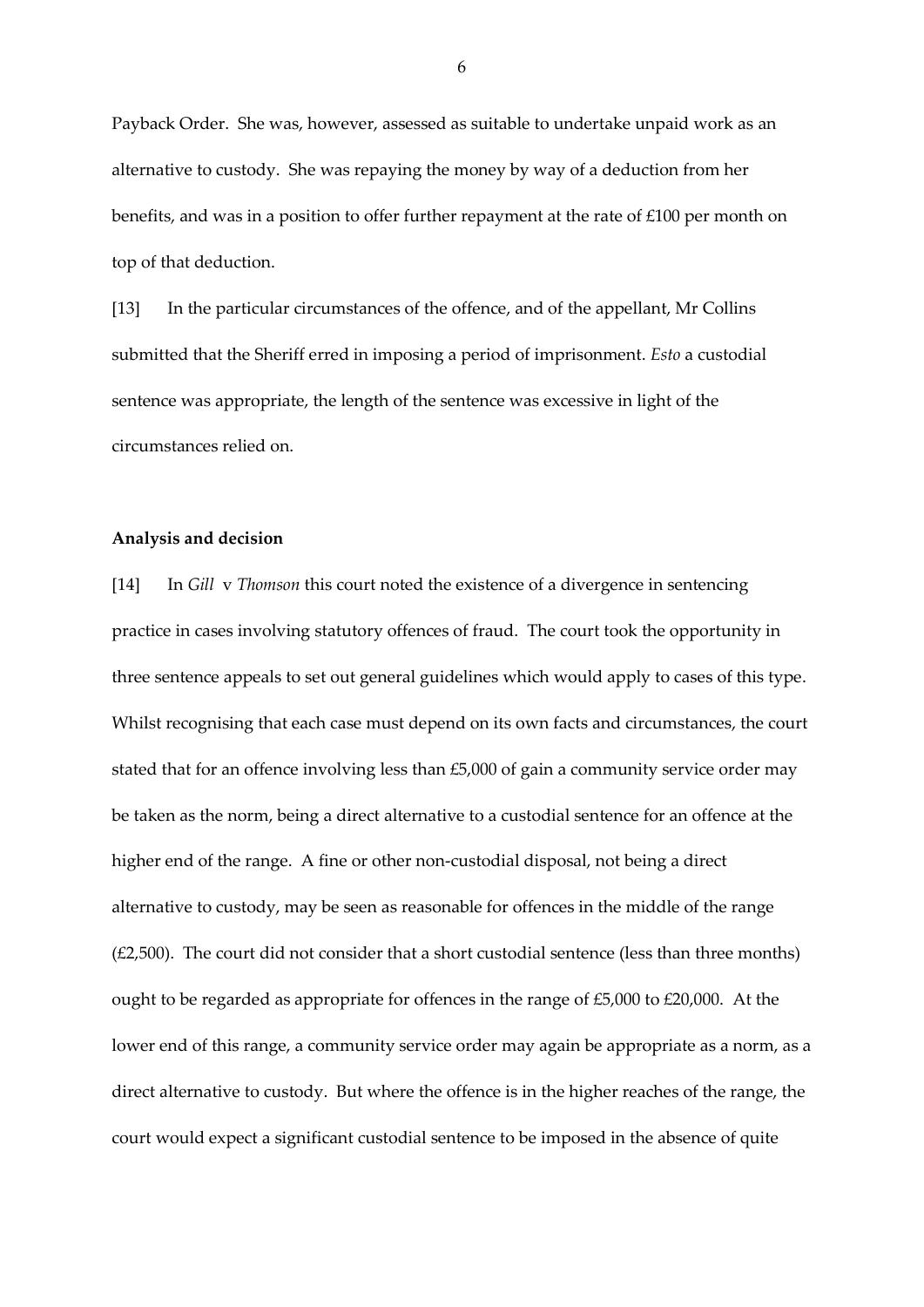Payback Order. She was, however, assessed as suitable to undertake unpaid work as an alternative to custody. She was repaying the money by way of a deduction from her benefits, and was in a position to offer further repayment at the rate of £100 per month on top of that deduction.

[13] In the particular circumstances of the offence, and of the appellant, Mr Collins submitted that the Sheriff erred in imposing a period of imprisonment. *Esto* a custodial sentence was appropriate, the length of the sentence was excessive in light of the circumstances relied on.

**Analysis and decision**

[14] In *Gill* v *Thomson* this court noted the existence of a divergence in sentencing practice in cases involving statutory offences of fraud. The court took the opportunity in three sentence appeals to set out general guidelines which would apply to cases of this type. Whilst recognising that each case must depend on its own facts and circumstances, the court stated that for an offence involving less than £5,000 of gain a community service order may be taken as the norm, being a direct alternative to a custodial sentence for an offence at the higher end of the range. A fine or other non-custodial disposal, not being a direct alternative to custody, may be seen as reasonable for offences in the middle of the range (£2,500). The court did not consider that a short custodial sentence (less than three months) ought to be regarded as appropriate for offences in the range of £5,000 to £20,000. At the lower end of this range, a community service order may again be appropriate as a norm, as a direct alternative to custody. But where the offence is in the higher reaches of the range, the court would expect a significant custodial sentence to be imposed in the absence of quite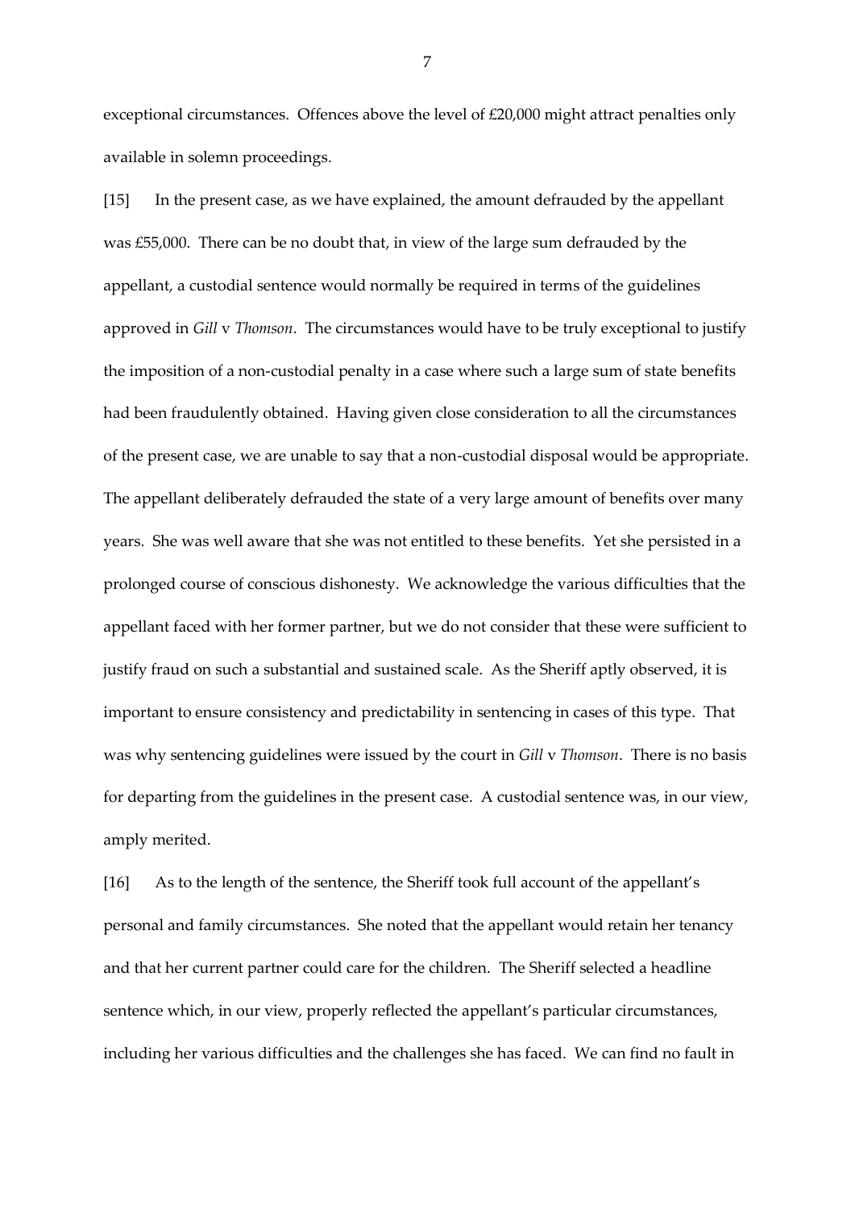exceptional circumstances. Offences above the level of £20,000 might attract penalties only available in solemn proceedings.

[15] In the present case, as we have explained, the amount defrauded by the appellant was £55,000. There can be no doubt that, in view of the large sum defrauded by the appellant, a custodial sentence would normally be required in terms of the guidelines approved in *Gill* v *Thomson*. The circumstances would have to be truly exceptional to justify the imposition of a non-custodial penalty in a case where such a large sum of state benefits had been fraudulently obtained. Having given close consideration to all the circumstances of the present case, we are unable to say that a non-custodial disposal would be appropriate. The appellant deliberately defrauded the state of a very large amount of benefits over many years. She was well aware that she was not entitled to these benefits. Yet she persisted in a prolonged course of conscious dishonesty. We acknowledge the various difficulties that the appellant faced with her former partner, but we do not consider that these were sufficient to justify fraud on such a substantial and sustained scale. As the Sheriff aptly observed, it is important to ensure consistency and predictability in sentencing in cases of this type. That was why sentencing guidelines were issued by the court in *Gill* v *Thomson*. There is no basis for departing from the guidelines in the present case. A custodial sentence was, in our view, amply merited.

[16] As to the length of the sentence, the Sheriff took full account of the appellant's personal and family circumstances. She noted that the appellant would retain her tenancy and that her current partner could care for the children. The Sheriff selected a headline sentence which, in our view, properly reflected the appellant's particular circumstances, including her various difficulties and the challenges she has faced. We can find no fault in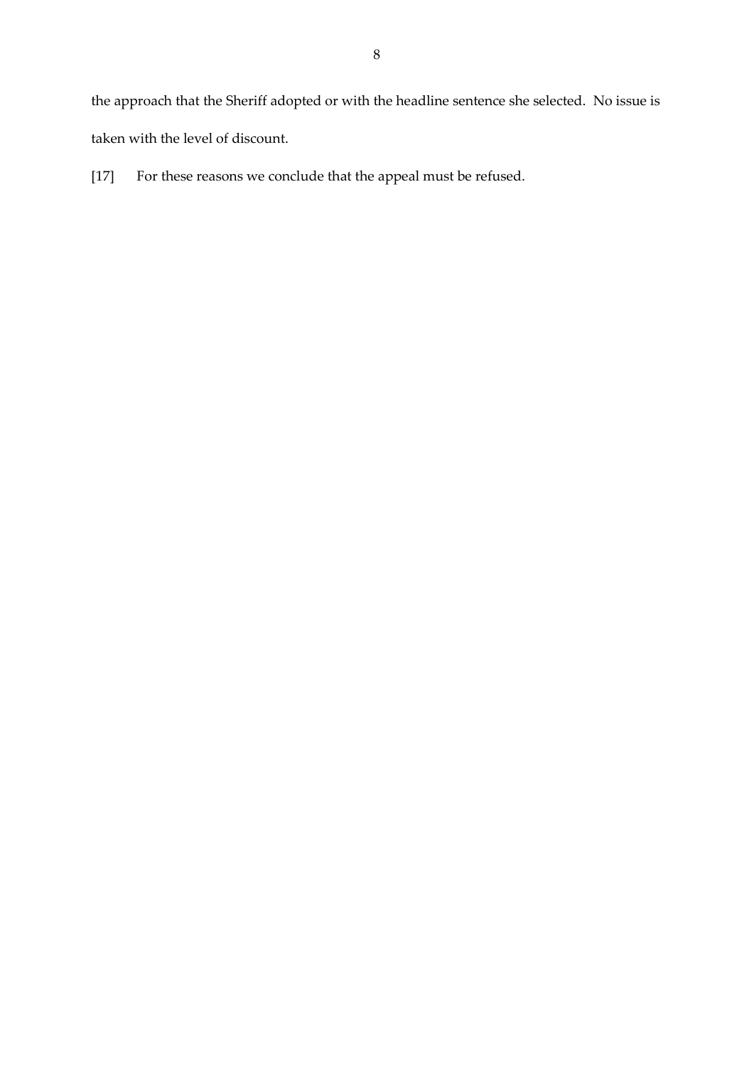the approach that the Sheriff adopted or with the headline sentence she selected. No issue is taken with the level of discount.

[17] For these reasons we conclude that the appeal must be refused.